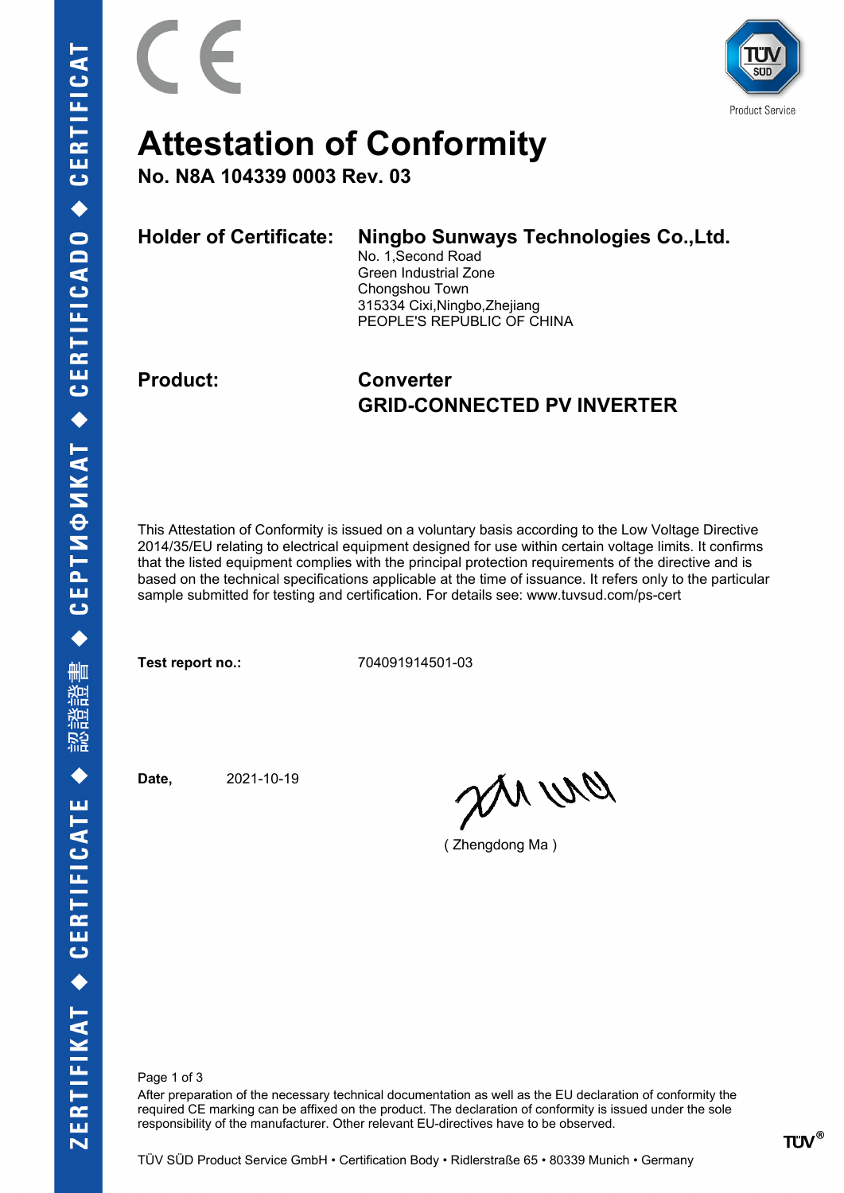# Attestation of Conformity

**No. N8A 104339 0003 Rev. 03**

**Holder of Certificate:** **Ningbo Sunways Technologies Co.,Ltd.**
No. 1,Second Road
Green Industrial Zone
Chongshou Town
315334 Cixi,Ningbo,Zhejiang
PEOPLE'S REPUBLIC OF CHINA

**Product:** **Converter**
**GRID-CONNECTED PV INVERTER**

This Attestation of Conformity is issued on a voluntary basis according to the Low Voltage Directive 2014/35/EU relating to electrical equipment designed for use within certain voltage limits. It confirms that the listed equipment complies with the principal protection requirements of the directive and is based on the technical specifications applicable at the time of issuance. It refers only to the particular sample submitted for testing and certification. For details see: www.tuvsud.com/ps-cert

**Test report no.:** 704091914501-03

**Date,** 2021-10-19

( Zhengdong Ma )

After preparation of the necessary technical documentation as well as the EU declaration of conformity the required CE marking can be affixed on the product. The declaration of conformity is issued under the sole responsibility of the manufacturer. Other relevant EU-directives have to be observed.

TÜV SÜD Product Service GmbH • Certification Body • Ridlerstraße 65 • 80339 Munich • Germany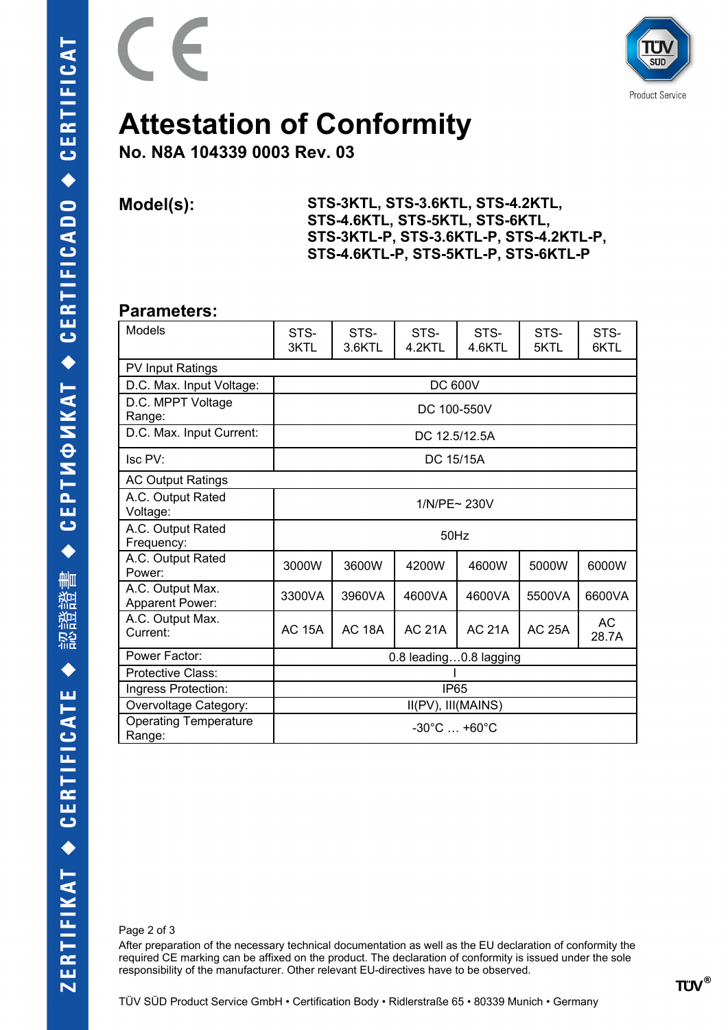# Attestation of Conformity

**No. N8A 104339 0003 Rev. 03**

**Model(s):** **STS-3KTL, STS-3.6KTL, STS-4.2KTL, STS-4.6KTL, STS-5KTL, STS-6KTL, STS-3KTL-P, STS-3.6KTL-P, STS-4.2KTL-P, STS-4.6KTL-P, STS-5KTL-P, STS-6KTL-P**

## Parameters:

| Models | STS-3KTL | STS-3.6KTL | STS-4.2KTL | STS-4.6KTL | STS-5KTL | STS-6KTL |
|---|---|---|---|---|---|---|
| PV Input Ratings | | | | | | |
| D.C. Max. Input Voltage: | DC 600V | | | | | |
| D.C. MPPT Voltage Range: | DC 100-550V | | | | | |
| D.C. Max. Input Current: | DC 12.5/12.5A | | | | | |
| Isc PV: | DC 15/15A | | | | | |
| AC Output Ratings | | | | | | |
| A.C. Output Rated Voltage: | 1/N/PE~ 230V | | | | | |
| A.C. Output Rated Frequency: | 50Hz | | | | | |
| A.C. Output Rated Power: | 3000W | 3600W | 4200W | 4600W | 5000W | 6000W |
| A.C. Output Max. Apparent Power: | 3300VA | 3960VA | 4600VA | 4600VA | 5500VA | 6600VA |
| A.C. Output Max. Current: | AC 15A | AC 18A | AC 21A | AC 21A | AC 25A | AC 28.7A |
| Power Factor: | 0.8 leading…0.8 lagging | | | | | |
| Protective Class: | I | | | | | |
| Ingress Protection: | IP65 | | | | | |
| Overvoltage Category: | II(PV), III(MAINS) | | | | | |
| Operating Temperature Range: | -30°C … +60°C | | | | | |

After preparation of the necessary technical documentation as well as the EU declaration of conformity the required CE marking can be affixed on the product. The declaration of conformity is issued under the sole responsibility of the manufacturer. Other relevant EU-directives have to be observed.

TÜV SÜD Product Service GmbH • Certification Body • Ridlerstraße 65 • 80339 Munich • Germany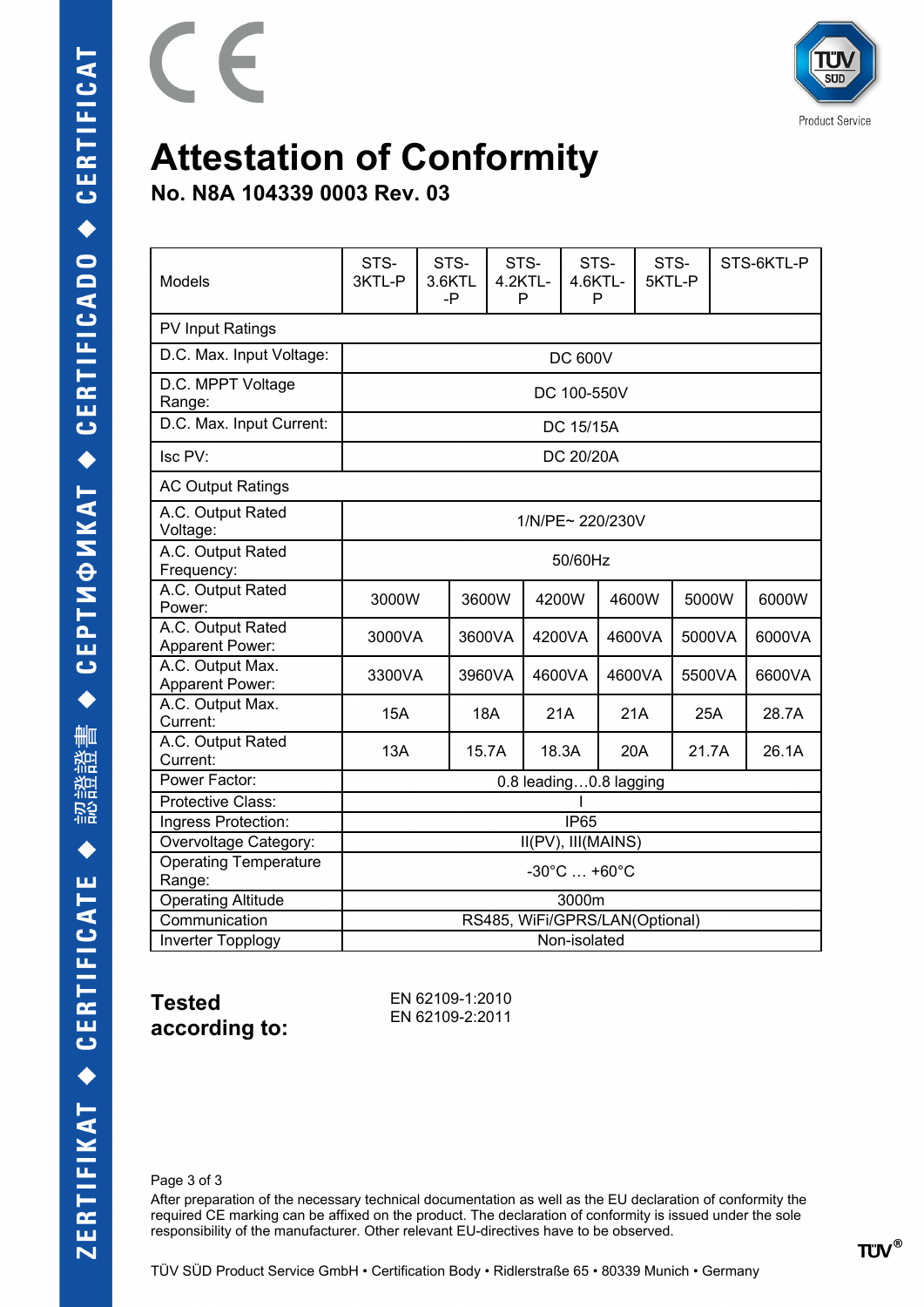# Attestation of Conformity

## No. N8A 104339 0003 Rev. 03

| Models | STS-3KTL-P | STS-3.6KTL-P | STS-4.2KTL-P | STS-4.6KTL-P | STS-5KTL-P | STS-6KTL-P |
|---|---|---|---|---|---|---|
| PV Input Ratings | | | | | | |
| D.C. Max. Input Voltage: | DC 600V | | | | | |
| D.C. MPPT Voltage Range: | DC 100-550V | | | | | |
| D.C. Max. Input Current: | DC 15/15A | | | | | |
| Isc PV: | DC 20/20A | | | | | |
| AC Output Ratings | | | | | | |
| A.C. Output Rated Voltage: | 1/N/PE~ 220/230V | | | | | |
| A.C. Output Rated Frequency: | 50/60Hz | | | | | |
| A.C. Output Rated Power: | 3000W | 3600W | 4200W | 4600W | 5000W | 6000W |
| A.C. Output Rated Apparent Power: | 3000VA | 3600VA | 4200VA | 4600VA | 5000VA | 6000VA |
| A.C. Output Max. Apparent Power: | 3300VA | 3960VA | 4600VA | 4600VA | 5500VA | 6600VA |
| A.C. Output Max. Current: | 15A | 18A | 21A | 21A | 25A | 28.7A |
| A.C. Output Rated Current: | 13A | 15.7A | 18.3A | 20A | 21.7A | 26.1A |
| Power Factor: | 0.8 leading…0.8 lagging | | | | | |
| Protective Class: | I | | | | | |
| Ingress Protection: | IP65 | | | | | |
| Overvoltage Category: | II(PV), III(MAINS) | | | | | |
| Operating Temperature Range: | -30°C … +60°C | | | | | |
| Operating Altitude | 3000m | | | | | |
| Communication | RS485, WiFi/GPRS/LAN(Optional) | | | | | |
| Inverter Topplogy | Non-isolated | | | | | |

**Tested according to:**

EN 62109-1:2010
EN 62109-2:2011

After preparation of the necessary technical documentation as well as the EU declaration of conformity the required CE marking can be affixed on the product. The declaration of conformity is issued under the sole responsibility of the manufacturer. Other relevant EU-directives have to be observed.

TÜV SÜD Product Service GmbH • Certification Body • Ridlerstraße 65 • 80339 Munich • Germany